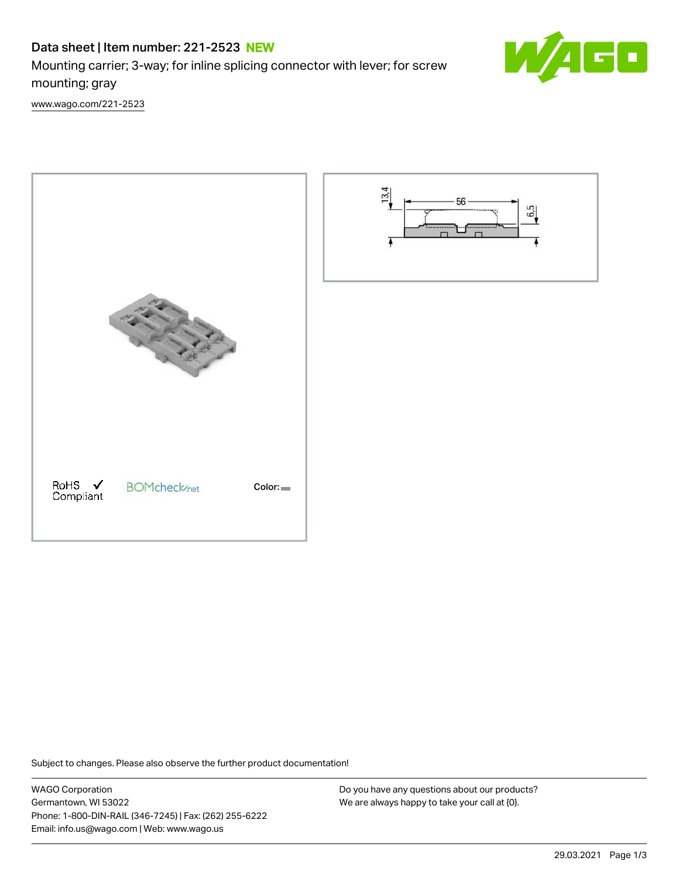# Data sheet | Item number: 221-2523 NEW

Mounting carrier; 3-way; for inline splicing connector with lever; for screw mounting; gray

www.wago.com/221-2523

RoHS ✓ Compliant

BOMcheck.net

Color:

Subject to changes. Please also observe the further product documentation!

WAGO Corporation
Germantown, WI 53022
Phone: 1-800-DIN-RAIL (346-7245) | Fax: (262) 255-6222
Email: info.us@wago.com | Web: www.wago.us

Do you have any questions about our products?
We are always happy to take your call at {0}.

29.03.2021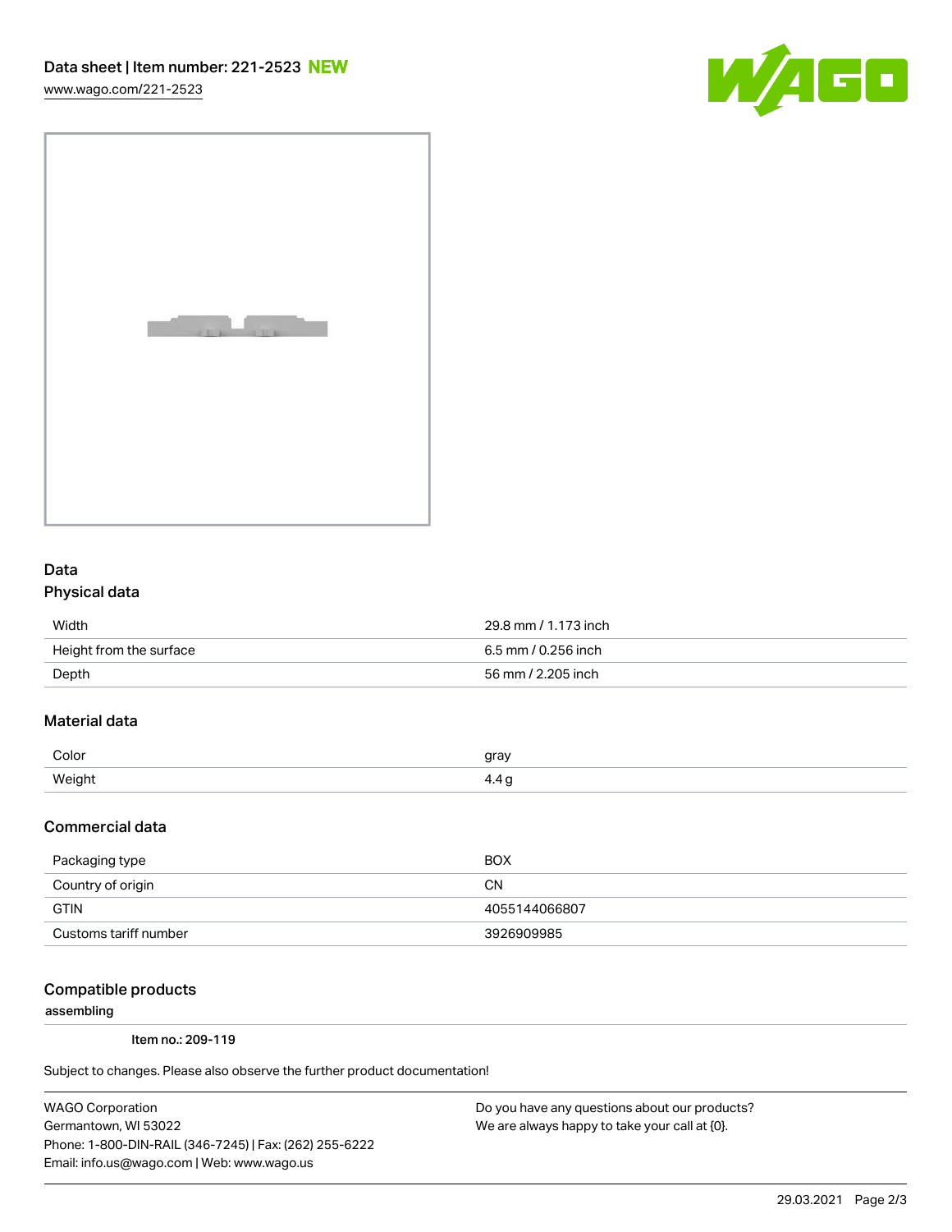## Data

### Physical data

| | |
|---|---|
| Width | 29.8 mm / 1.173 inch |
| Height from the surface | 6.5 mm / 0.256 inch |
| Depth | 56 mm / 2.205 inch |

### Material data

| | |
|---|---|
| Color | gray |
| Weight | 4.4 g |

### Commercial data

| | |
|---|---|
| Packaging type | BOX |
| Country of origin | CN |
| GTIN | 4055144066807 |
| Customs tariff number | 3926909985 |

### Compatible products

**assembling**

Item no.: 209-119

Subject to changes. Please also observe the further product documentation!

WAGO Corporation
Germantown, WI 53022
Phone: 1-800-DIN-RAIL (346-7245) | Fax: (262) 255-6222
Email: info.us@wago.com | Web: www.wago.us

Do you have any questions about our products?
We are always happy to take your call at {0}.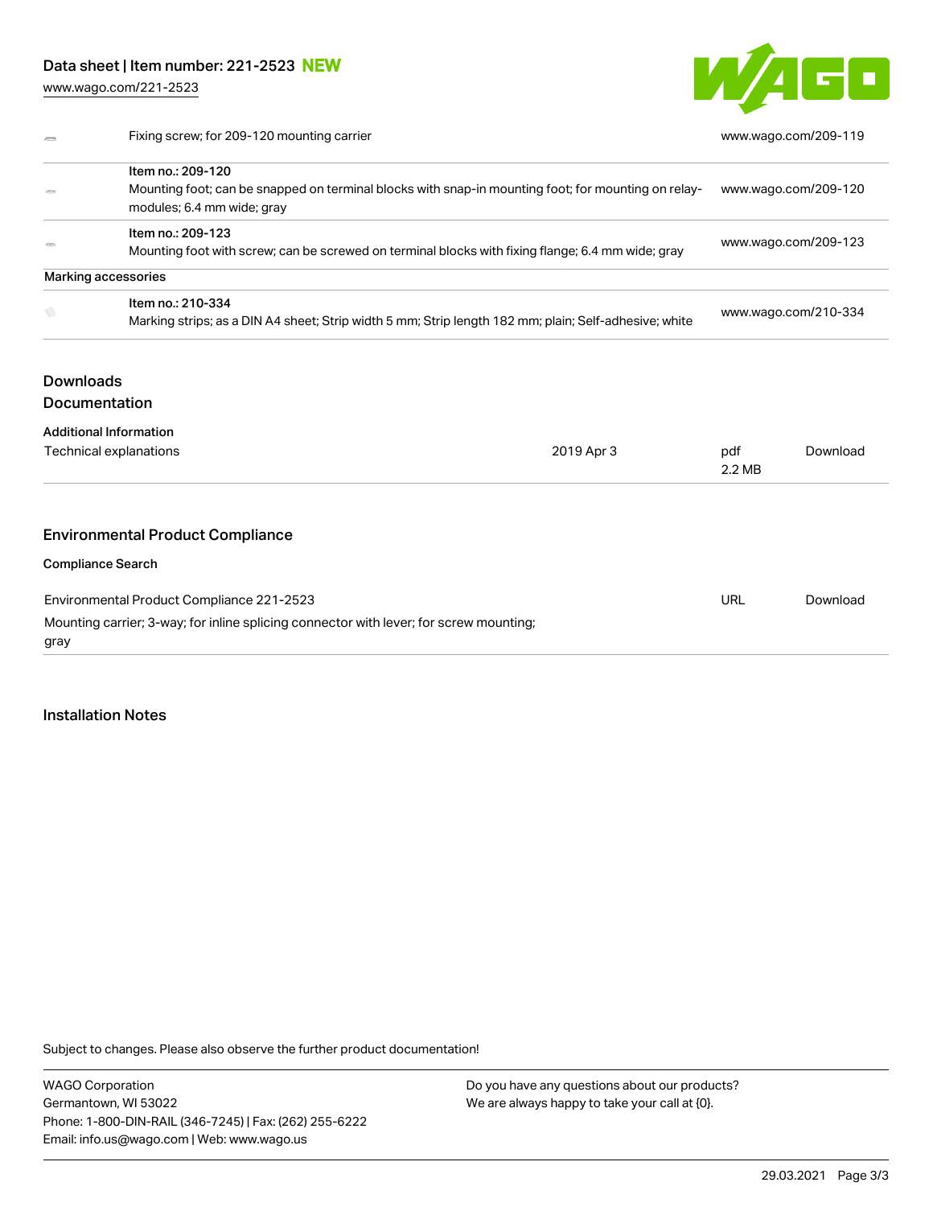| | | |
|---|---|---|
| | Fixing screw; for 209-120 mounting carrier | www.wago.com/209-119 |
| | Item no.: 209-120<br>Mounting foot; can be snapped on terminal blocks with snap-in mounting foot; for mounting on relay-modules; 6.4 mm wide; gray | www.wago.com/209-120 |
| | Item no.: 209-123<br>Mounting foot with screw; can be screwed on terminal blocks with fixing flange; 6.4 mm wide; gray | www.wago.com/209-123 |
| **Marking accessories** | | |
| | Item no.: 210-334<br>Marking strips; as a DIN A4 sheet; Strip width 5 mm; Strip length 182 mm; plain; Self-adhesive; white | www.wago.com/210-334 |

## Downloads

### Documentation

**Additional Information**

| | | | |
|---|---|---|---|
| Technical explanations | 2019 Apr 3 | pdf<br>2.2 MB | Download |

## Environmental Product Compliance

**Compliance Search**

| | | |
|---|---|---|
| Environmental Product Compliance 221-2523<br>Mounting carrier; 3-way; for inline splicing connector with lever; for screw mounting; gray | URL | Download |

## Installation Notes

Subject to changes. Please also observe the further product documentation!

WAGO Corporation
Germantown, WI 53022
Phone: 1-800-DIN-RAIL (346-7245) | Fax: (262) 255-6222
Email: info.us@wago.com | Web: www.wago.us

Do you have any questions about our products?
We are always happy to take your call at {0}.